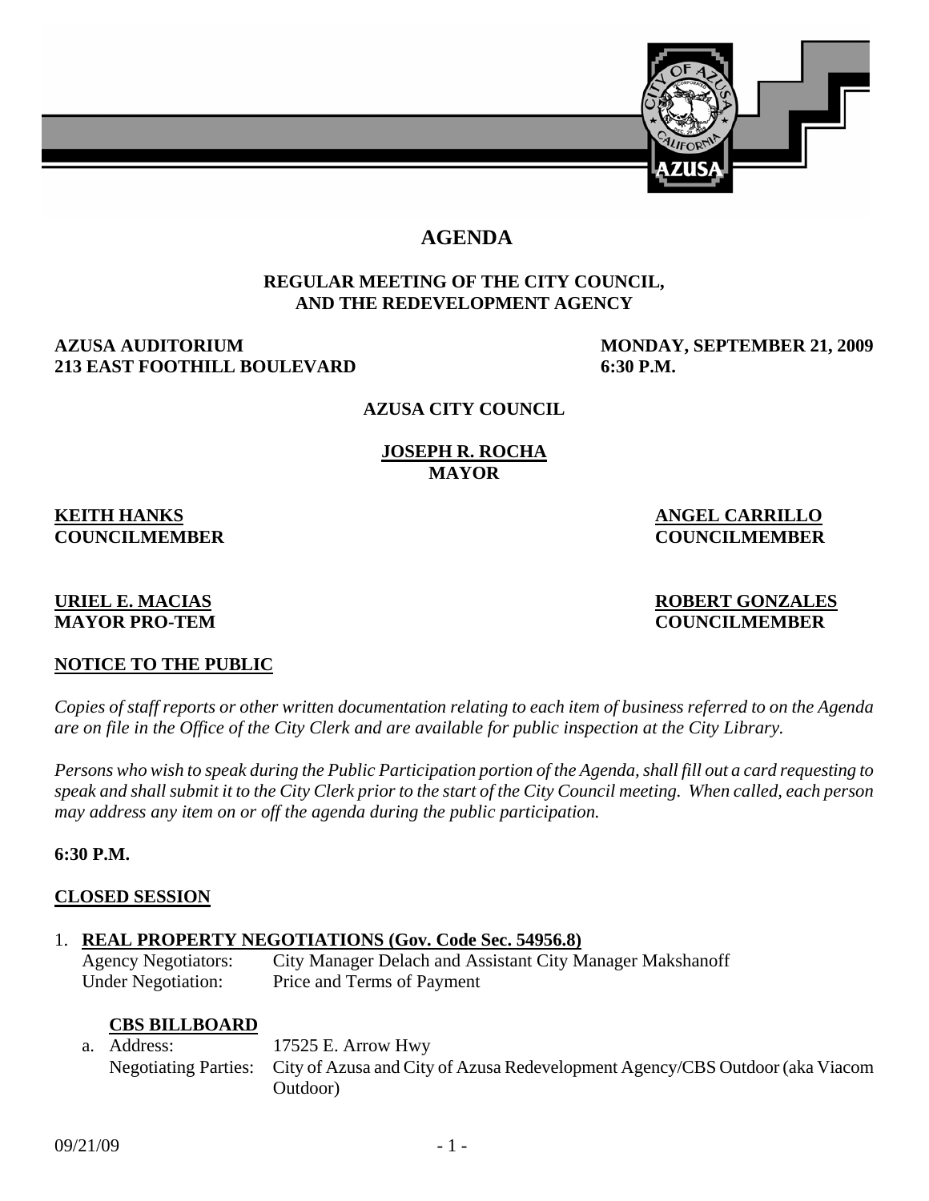# AGENDA

**REGULAR MEETING OF THE CITY COUNCIL, AND THE REDEVELOPMENT AGENCY**

**AZUSA AUDITORIUM**
**213 EAST FOOTHILL BOULEVARD**

**MONDAY, SEPTEMBER 21, 2009**
**6:30 P.M.**

**AZUSA CITY COUNCIL**

**JOSEPH R. ROCHA**
**MAYOR**

**KEITH HANKS**
**COUNCILMEMBER**

**ANGEL CARRILLO**
**COUNCILMEMBER**

**URIEL E. MACIAS**
**MAYOR PRO-TEM**

**ROBERT GONZALES**
**COUNCILMEMBER**

**NOTICE TO THE PUBLIC**

*Copies of staff reports or other written documentation relating to each item of business referred to on the Agenda are on file in the Office of the City Clerk and are available for public inspection at the City Library.*

*Persons who wish to speak during the Public Participation portion of the Agenda, shall fill out a card requesting to speak and shall submit it to the City Clerk prior to the start of the City Council meeting. When called, each person may address any item on or off the agenda during the public participation.*

**6:30 P.M.**

**CLOSED SESSION**

1. **REAL PROPERTY NEGOTIATIONS (Gov. Code Sec. 54956.8)**
   Agency Negotiators: City Manager Delach and Assistant City Manager Makshanoff
   Under Negotiation: Price and Terms of Payment

   **CBS BILLBOARD**

   a. Address: 17525 E. Arrow Hwy
      Negotiating Parties: City of Azusa and City of Azusa Redevelopment Agency/CBS Outdoor (aka Viacom Outdoor)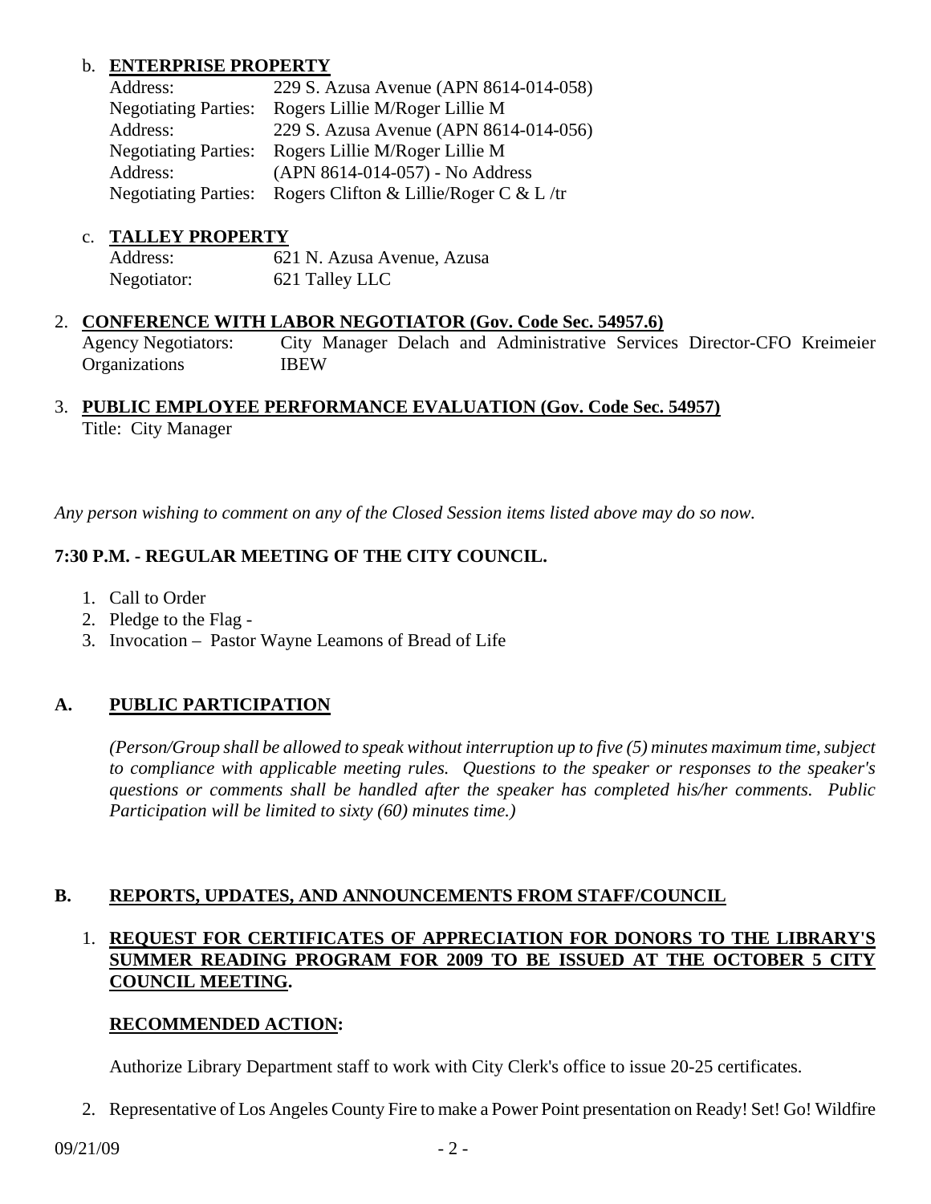b. **ENTERPRISE PROPERTY**

| | |
|---|---|
| Address: | 229 S. Azusa Avenue (APN 8614-014-058) |
| Negotiating Parties: | Rogers Lillie M/Roger Lillie M |
| Address: | 229 S. Azusa Avenue (APN 8614-014-056) |
| Negotiating Parties: | Rogers Lillie M/Roger Lillie M |
| Address: | (APN 8614-014-057) - No Address |
| Negotiating Parties: | Rogers Clifton & Lillie/Roger C & L /tr |

c. **TALLEY PROPERTY**

| | |
|---|---|
| Address: | 621 N. Azusa Avenue, Azusa |
| Negotiator: | 621 Talley LLC |

2. **CONFERENCE WITH LABOR NEGOTIATOR (Gov. Code Sec. 54957.6)**

   Agency Negotiators: City Manager Delach and Administrative Services Director-CFO Kreimeier
   Organizations IBEW

3. **PUBLIC EMPLOYEE PERFORMANCE EVALUATION (Gov. Code Sec. 54957)**

   Title: City Manager

*Any person wishing to comment on any of the Closed Session items listed above may do so now.*

**7:30 P.M. - REGULAR MEETING OF THE CITY COUNCIL.**

1. Call to Order
2. Pledge to the Flag -
3. Invocation – Pastor Wayne Leamons of Bread of Life

## A. PUBLIC PARTICIPATION

*(Person/Group shall be allowed to speak without interruption up to five (5) minutes maximum time, subject to compliance with applicable meeting rules. Questions to the speaker or responses to the speaker's questions or comments shall be handled after the speaker has completed his/her comments. Public Participation will be limited to sixty (60) minutes time.)*

## B. REPORTS, UPDATES, AND ANNOUNCEMENTS FROM STAFF/COUNCIL

1. **REQUEST FOR CERTIFICATES OF APPRECIATION FOR DONORS TO THE LIBRARY'S SUMMER READING PROGRAM FOR 2009 TO BE ISSUED AT THE OCTOBER 5 CITY COUNCIL MEETING.**

   **RECOMMENDED ACTION:**

   Authorize Library Department staff to work with City Clerk's office to issue 20-25 certificates.

2. Representative of Los Angeles County Fire to make a Power Point presentation on Ready! Set! Go! Wildfire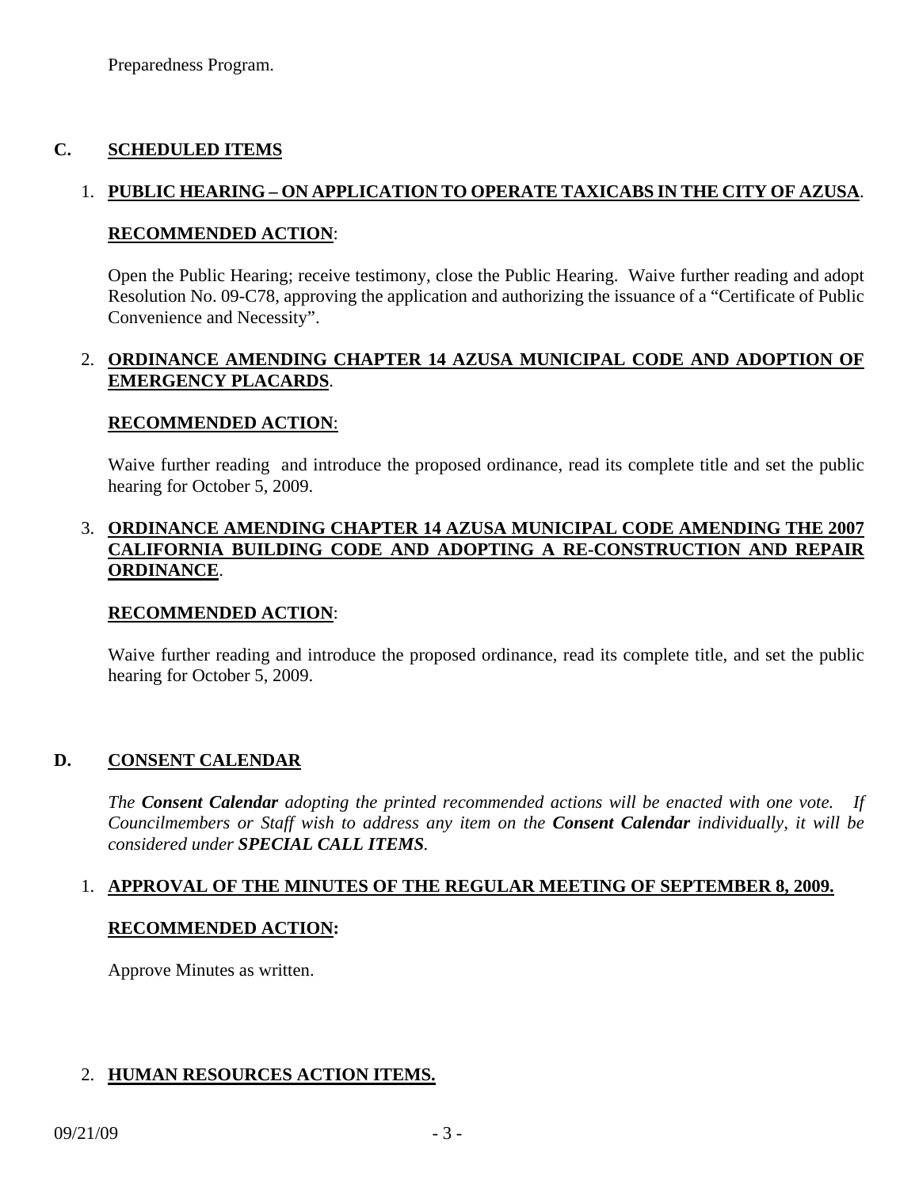Preparedness Program.

## C. SCHEDULED ITEMS

1. **PUBLIC HEARING – ON APPLICATION TO OPERATE TAXICABS IN THE CITY OF AZUSA**.

   **RECOMMENDED ACTION**:

   Open the Public Hearing; receive testimony, close the Public Hearing. Waive further reading and adopt Resolution No. 09-C78, approving the application and authorizing the issuance of a "Certificate of Public Convenience and Necessity".

2. **ORDINANCE AMENDING CHAPTER 14 AZUSA MUNICIPAL CODE AND ADOPTION OF EMERGENCY PLACARDS**.

   **RECOMMENDED ACTION**:

   Waive further reading and introduce the proposed ordinance, read its complete title and set the public hearing for October 5, 2009.

3. **ORDINANCE AMENDING CHAPTER 14 AZUSA MUNICIPAL CODE AMENDING THE 2007 CALIFORNIA BUILDING CODE AND ADOPTING A RE-CONSTRUCTION AND REPAIR ORDINANCE**.

   **RECOMMENDED ACTION**:

   Waive further reading and introduce the proposed ordinance, read its complete title, and set the public hearing for October 5, 2009.

## D. CONSENT CALENDAR

*The **Consent Calendar** adopting the printed recommended actions will be enacted with one vote. If Councilmembers or Staff wish to address any item on the **Consent Calendar** individually, it will be considered under **SPECIAL CALL ITEMS**.*

1. **APPROVAL OF THE MINUTES OF THE REGULAR MEETING OF SEPTEMBER 8, 2009.**

   **RECOMMENDED ACTION:**

   Approve Minutes as written.

2. **HUMAN RESOURCES ACTION ITEMS.**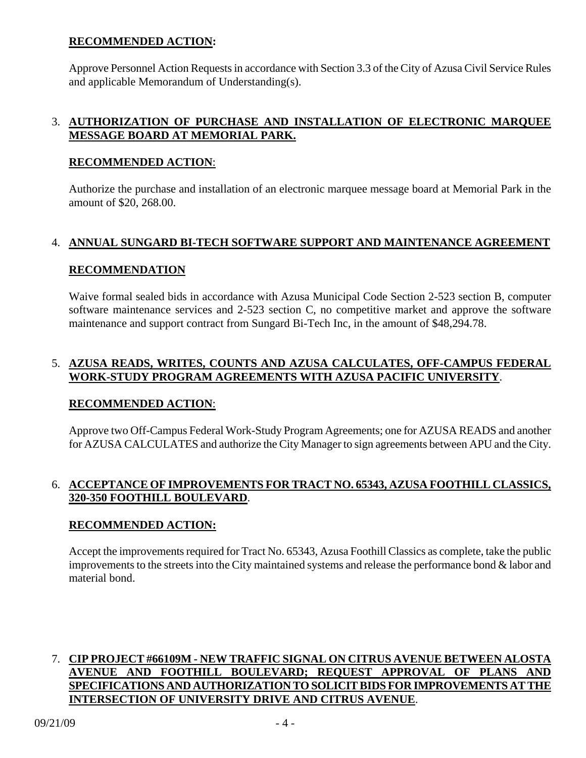**RECOMMENDED ACTION:**

Approve Personnel Action Requests in accordance with Section 3.3 of the City of Azusa Civil Service Rules and applicable Memorandum of Understanding(s).

3. **AUTHORIZATION OF PURCHASE AND INSTALLATION OF ELECTRONIC MARQUEE MESSAGE BOARD AT MEMORIAL PARK.**

   **RECOMMENDED ACTION**:

   Authorize the purchase and installation of an electronic marquee message board at Memorial Park in the amount of $20, 268.00.

4. **ANNUAL SUNGARD BI-TECH SOFTWARE SUPPORT AND MAINTENANCE AGREEMENT**

   **RECOMMENDATION**

   Waive formal sealed bids in accordance with Azusa Municipal Code Section 2-523 section B, computer software maintenance services and 2-523 section C, no competitive market and approve the software maintenance and support contract from Sungard Bi-Tech Inc, in the amount of $48,294.78.

5. **AZUSA READS, WRITES, COUNTS AND AZUSA CALCULATES, OFF-CAMPUS FEDERAL WORK-STUDY PROGRAM AGREEMENTS WITH AZUSA PACIFIC UNIVERSITY**.

   **RECOMMENDED ACTION**:

   Approve two Off-Campus Federal Work-Study Program Agreements; one for AZUSA READS and another for AZUSA CALCULATES and authorize the City Manager to sign agreements between APU and the City.

6. **ACCEPTANCE OF IMPROVEMENTS FOR TRACT NO. 65343, AZUSA FOOTHILL CLASSICS, 320-350 FOOTHILL BOULEVARD**.

   **RECOMMENDED ACTION:**

   Accept the improvements required for Tract No. 65343, Azusa Foothill Classics as complete, take the public improvements to the streets into the City maintained systems and release the performance bond & labor and material bond.

7. **CIP PROJECT #66109M - NEW TRAFFIC SIGNAL ON CITRUS AVENUE BETWEEN ALOSTA AVENUE AND FOOTHILL BOULEVARD; REQUEST APPROVAL OF PLANS AND SPECIFICATIONS AND AUTHORIZATION TO SOLICIT BIDS FOR IMPROVEMENTS AT THE INTERSECTION OF UNIVERSITY DRIVE AND CITRUS AVENUE**.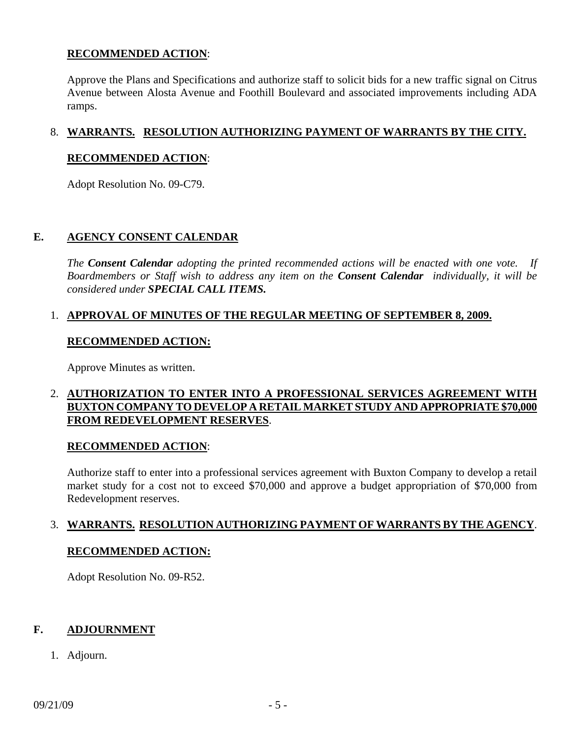**RECOMMENDED ACTION**:

Approve the Plans and Specifications and authorize staff to solicit bids for a new traffic signal on Citrus Avenue between Alosta Avenue and Foothill Boulevard and associated improvements including ADA ramps.

8. **WARRANTS. RESOLUTION AUTHORIZING PAYMENT OF WARRANTS BY THE CITY.**

**RECOMMENDED ACTION**:

Adopt Resolution No. 09-C79.

## E. AGENCY CONSENT CALENDAR

*The **Consent Calendar** adopting the printed recommended actions will be enacted with one vote. If Boardmembers or Staff wish to address any item on the **Consent Calendar** individually, it will be considered under **SPECIAL CALL ITEMS.***

1. **APPROVAL OF MINUTES OF THE REGULAR MEETING OF SEPTEMBER 8, 2009.**

**RECOMMENDED ACTION:**

Approve Minutes as written.

2. **AUTHORIZATION TO ENTER INTO A PROFESSIONAL SERVICES AGREEMENT WITH BUXTON COMPANY TO DEVELOP A RETAIL MARKET STUDY AND APPROPRIATE $70,000 FROM REDEVELOPMENT RESERVES**.

**RECOMMENDED ACTION**:

Authorize staff to enter into a professional services agreement with Buxton Company to develop a retail market study for a cost not to exceed $70,000 and approve a budget appropriation of $70,000 from Redevelopment reserves.

3. **WARRANTS. RESOLUTION AUTHORIZING PAYMENT OF WARRANTS BY THE AGENCY**.

**RECOMMENDED ACTION:**

Adopt Resolution No. 09-R52.

## F. ADJOURNMENT

1. Adjourn.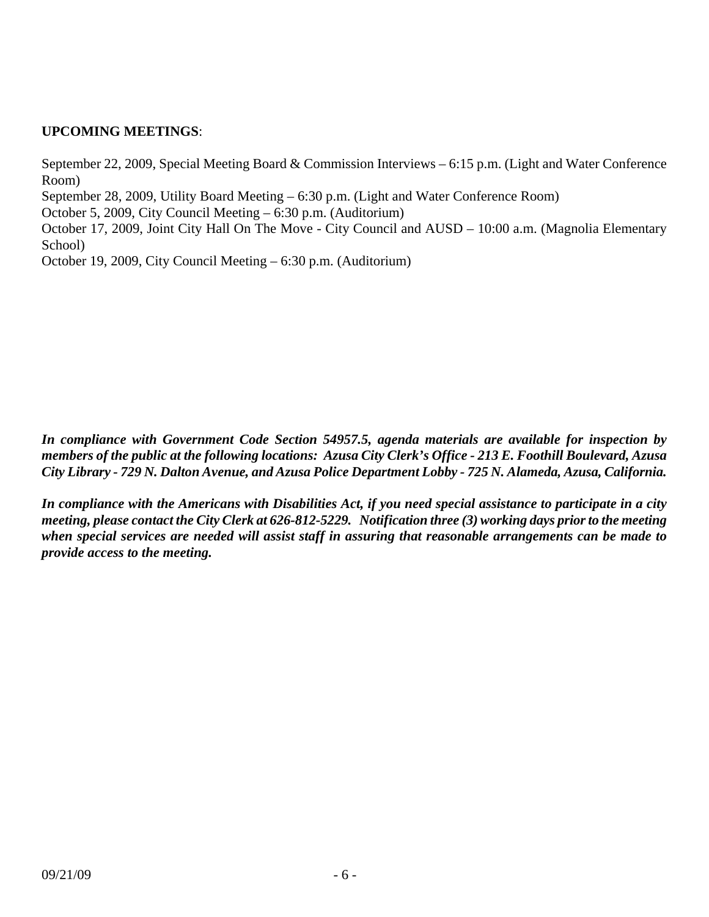**UPCOMING MEETINGS**:

September 22, 2009, Special Meeting Board & Commission Interviews – 6:15 p.m. (Light and Water Conference Room)
September 28, 2009, Utility Board Meeting – 6:30 p.m. (Light and Water Conference Room)
October 5, 2009, City Council Meeting – 6:30 p.m. (Auditorium)
October 17, 2009, Joint City Hall On The Move - City Council and AUSD – 10:00 a.m. (Magnolia Elementary School)
October 19, 2009, City Council Meeting – 6:30 p.m. (Auditorium)

***In compliance with Government Code Section 54957.5, agenda materials are available for inspection by members of the public at the following locations: Azusa City Clerk's Office - 213 E. Foothill Boulevard, Azusa City Library - 729 N. Dalton Avenue, and Azusa Police Department Lobby - 725 N. Alameda, Azusa, California.***

***In compliance with the Americans with Disabilities Act, if you need special assistance to participate in a city meeting, please contact the City Clerk at 626-812-5229. Notification three (3) working days prior to the meeting when special services are needed will assist staff in assuring that reasonable arrangements can be made to provide access to the meeting.***

09/21/09